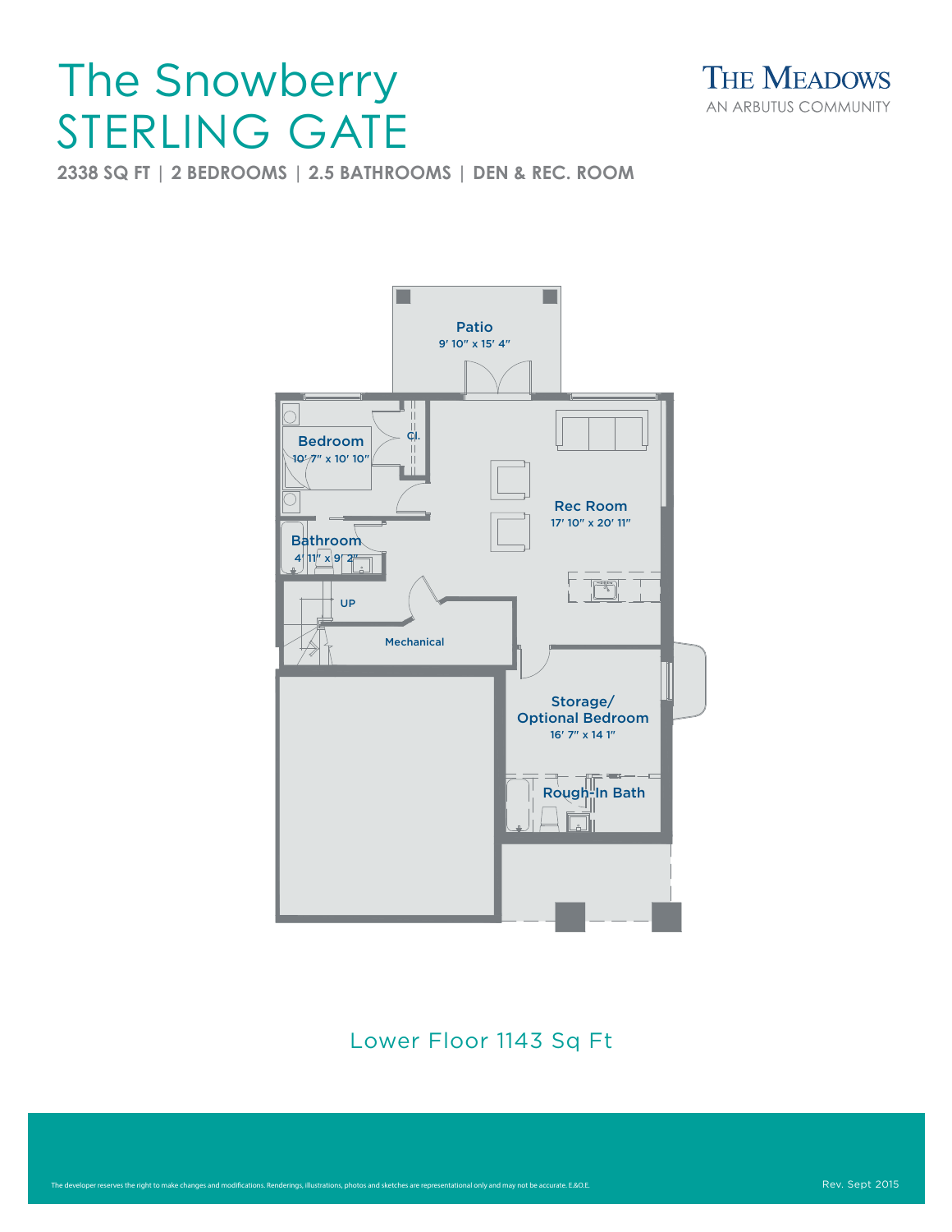# The Snowberry
# STERLING GATE

**2338 SQ FT | 2 BEDROOMS | 2.5 BATHROOMS | DEN & REC. ROOM**

THE MEADOWS
AN ARBUTUS COMMUNITY

Patio
9' 10" x 15' 4"

Bedroom
10' 7" x 10' 10"

Cl.

Rec Room
17' 10" x 20' 11"

Bathroom
4' 11" x 9' 2"

UP

Mechanical

Storage/
Optional Bedroom
16' 7" x 14 1"

Rough-In Bath

Lower Floor 1143 Sq Ft

The developer reserves the right to make changes and modifications. Renderings, illustrations, photos and sketches are representational only and may not be accurate. E.&O.E.

Rev. Sept 2015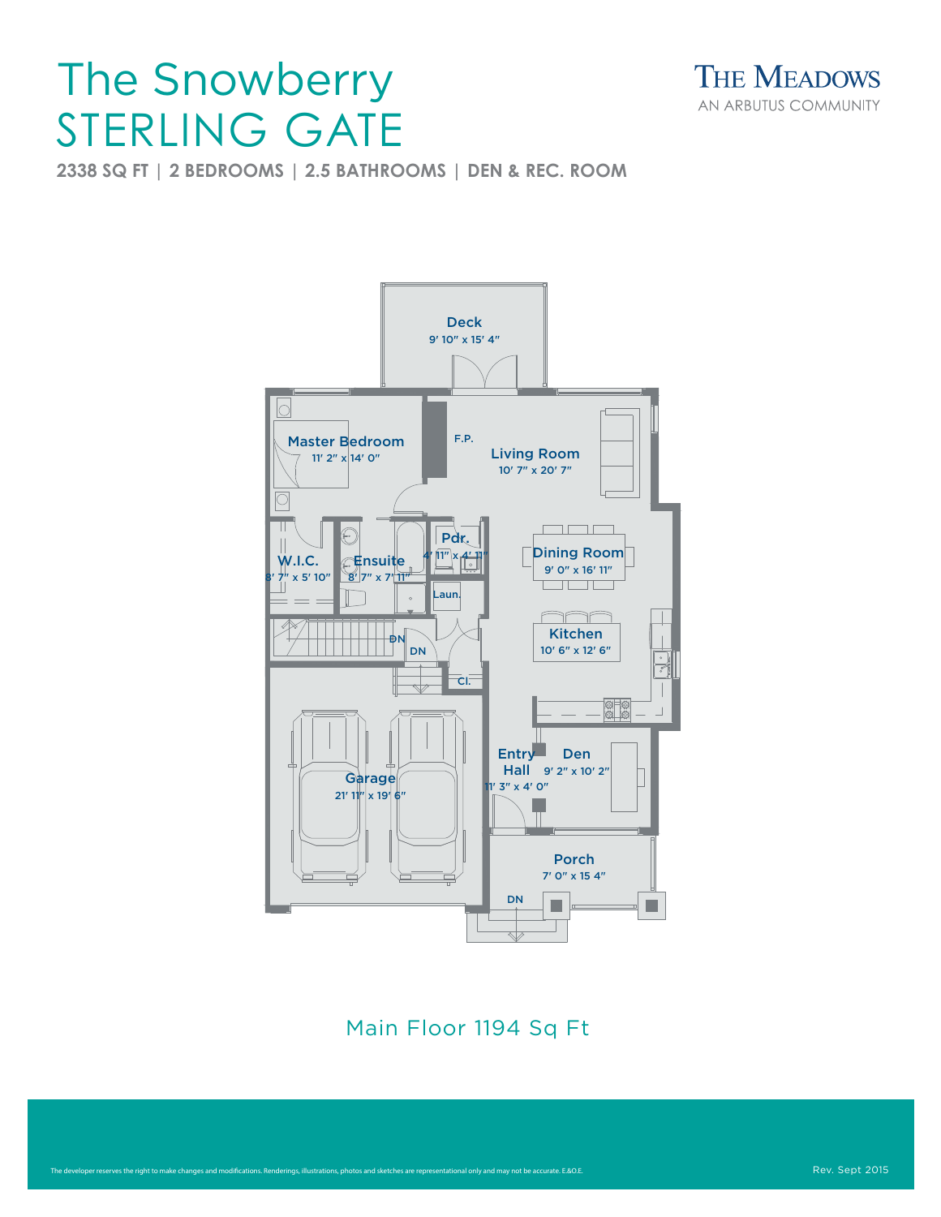# The Snowberry STERLING GATE

**THE MEADOWS**
AN ARBUTUS COMMUNITY

**2338 SQ FT | 2 BEDROOMS | 2.5 BATHROOMS | DEN & REC. ROOM**

Deck
9' 10" x 15' 4"

Master Bedroom
11' 2" x 14' 0"

F.P.

Living Room
10' 7" x 20' 7"

W.I.C.
8' 7" x 5' 10"

Ensuite
8' 7" x 7' 11"

Pdr.
4' 11" x 4' 11"

Laun.

Dining Room
9' 0" x 16' 11"

Kitchen
10' 6" x 12' 6"

DN

DN

Cl.

Garage
21' 11" x 19' 6"

Entry Hall
11' 3" x 4' 0"

Den
9' 2" x 10' 2"

Porch
7' 0" x 15 4"

DN

Main Floor 1194 Sq Ft

The developer reserves the right to make changes and modifications. Renderings, illustrations, photos and sketches are representational only and may not be accurate. E.&O.E.

Rev. Sept 2015